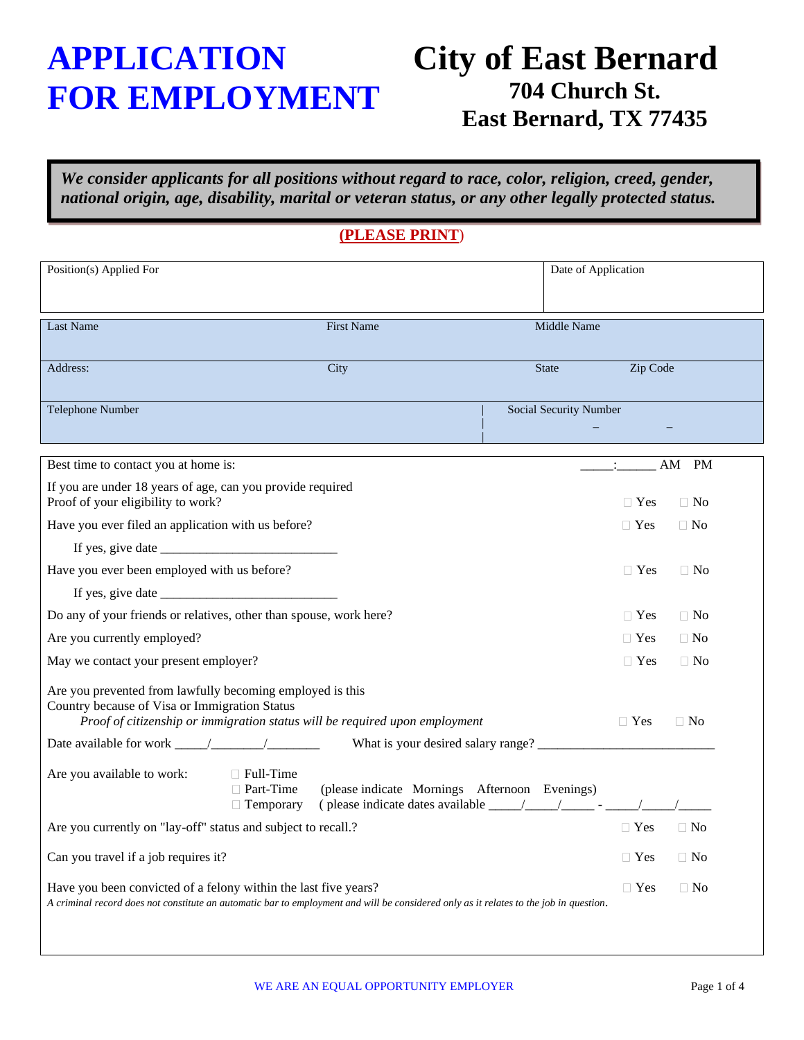# APPLICATION FOR EMPLOYMENT

# City of East Bernard

**704 Church St.**
**East Bernard, TX 77435**

***We consider applicants for all positions without regard to race, color, religion, creed, gender, national origin, age, disability, marital or veteran status, or any other legally protected status.***

**(PLEASE PRINT)**

| Position(s) Applied For | | | Date of Application |
|---|---|---|---|
| Last Name | First Name | Middle Name | |
| Address: | City | State | Zip Code |
| Telephone Number | | Social Security Number _ _ | |

Best time to contact you at home is: _____:_____ AM PM

If you are under 18 years of age, can you provide required Proof of your eligibility to work? ☐ Yes ☐ No

Have you ever filed an application with us before? ☐ Yes ☐ No

If yes, give date ___________________________

Have you ever been employed with us before? ☐ Yes ☐ No

If yes, give date ___________________________

Do any of your friends or relatives, other than spouse, work here? ☐ Yes ☐ No

Are you currently employed? ☐ Yes ☐ No

May we contact your present employer? ☐ Yes ☐ No

Are you prevented from lawfully becoming employed is this Country because of Visa or Immigration Status ☐ Yes ☐ No
*Proof of citizenship or immigration status will be required upon employment*

Date available for work _____/________/________ What is your desired salary range? ___________________________

Are you available to work:
- ☐ Full-Time
- ☐ Part-Time (please indicate Mornings Afternoon Evenings)
- ☐ Temporary ( please indicate dates available _____/_____/_____ - _____/_____/_____

Are you currently on "lay-off" status and subject to recall.? ☐ Yes ☐ No

Can you travel if a job requires it? ☐ Yes ☐ No

Have you been convicted of a felony within the last five years? ☐ Yes ☐ No
*A criminal record does not constitute an automatic bar to employment and will be considered only as it relates to the job in question.*

WE ARE AN EQUAL OPPORTUNITY EMPLOYER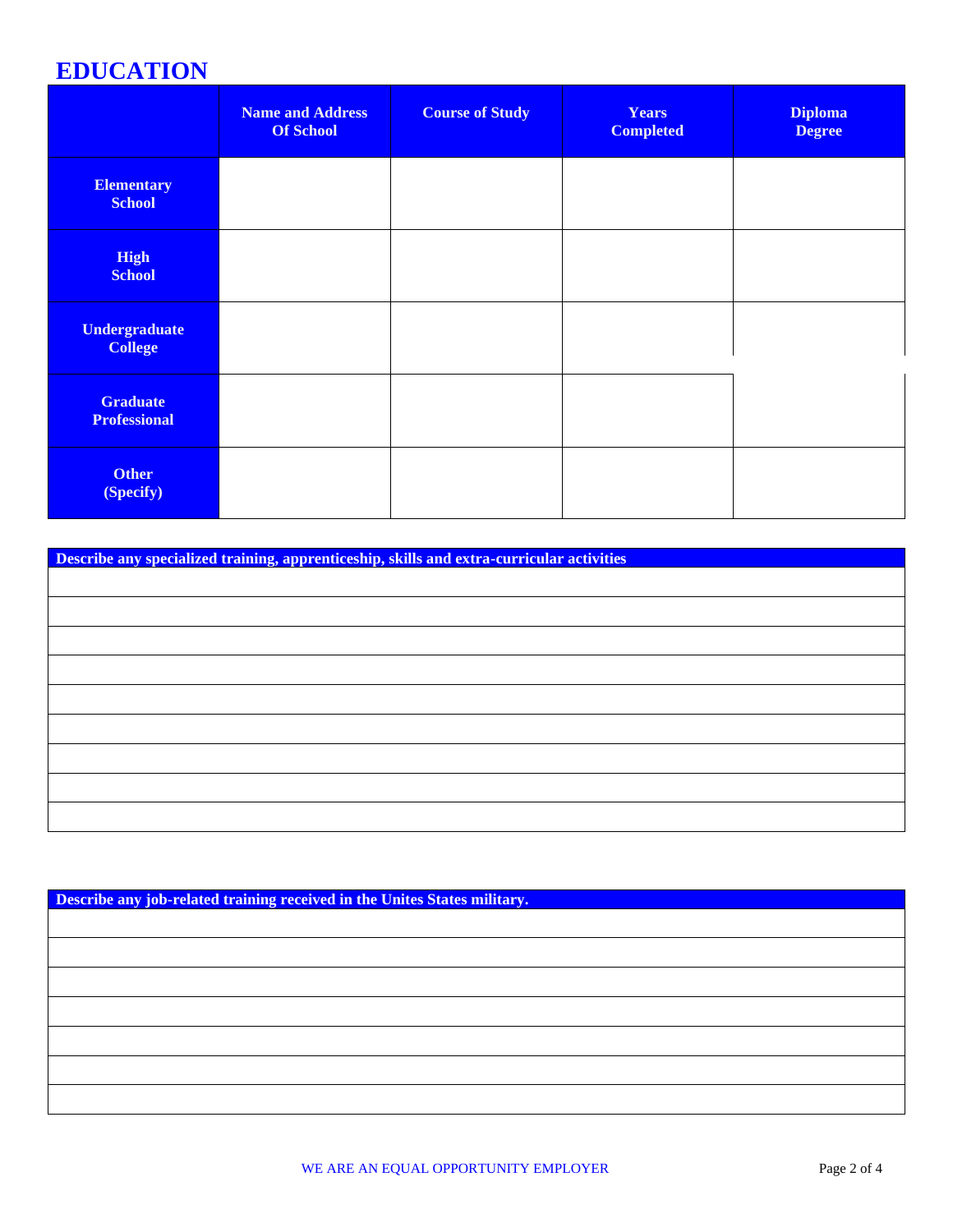## EDUCATION

| | Name and Address Of School | Course of Study | Years Completed | Diploma Degree |
|---|---|---|---|---|
| Elementary School | | | | |
| High School | | | | |
| Undergraduate College | | | | |
| Graduate Professional | | | | |
| Other (Specify) | | | | |

| Describe any specialized training, apprenticeship, skills and extra-curricular activities |
|---|
| |
| |
| |
| |
| |
| |
| |
| |
| |

| Describe any job-related training received in the Unites States military. |
|---|
| |
| |
| |
| |
| |
| |
| |

WE ARE AN EQUAL OPPORTUNITY EMPLOYER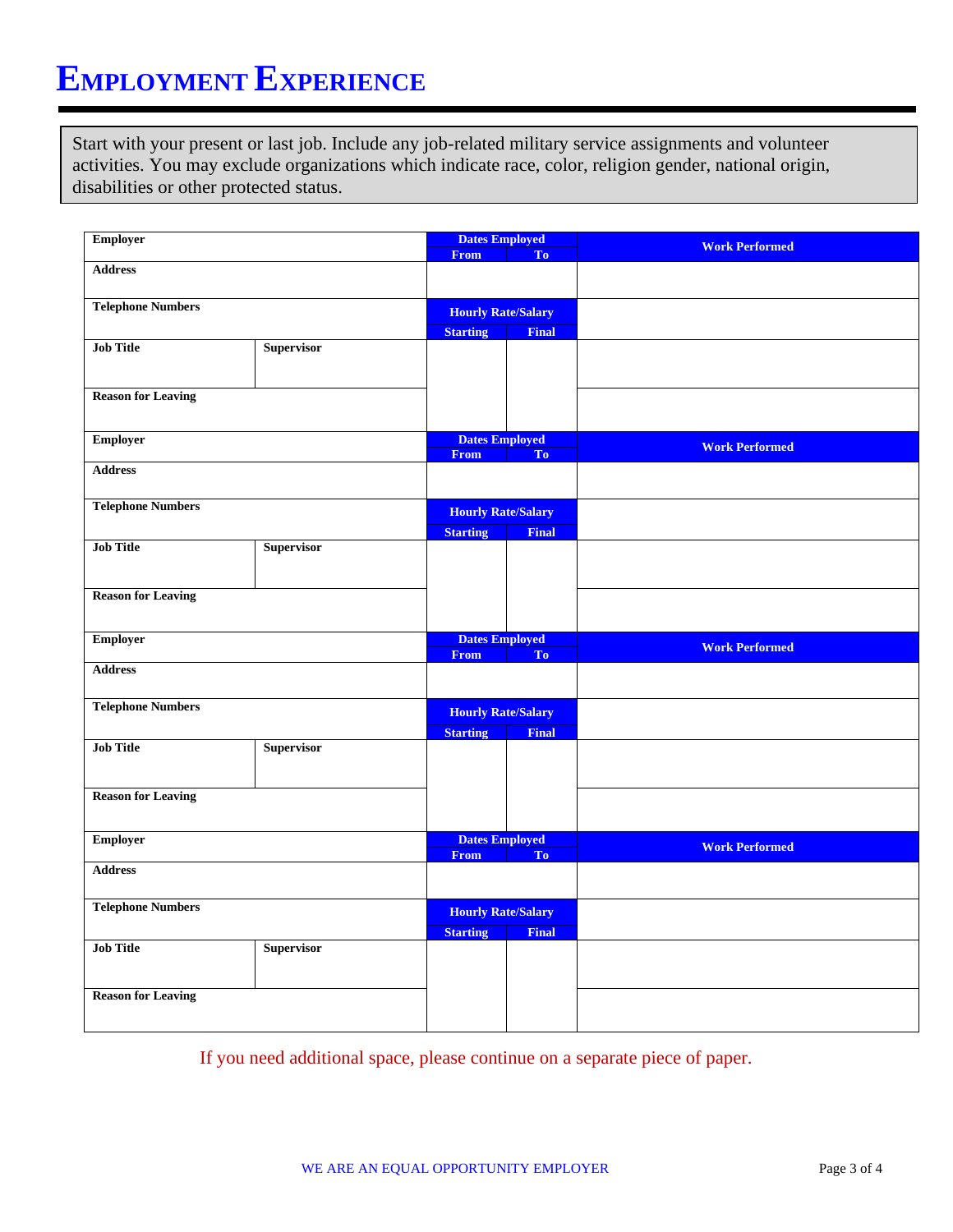# Employment Experience

Start with your present or last job. Include any job-related military service assignments and volunteer activities. You may exclude organizations which indicate race, color, religion gender, national origin, disabilities or other protected status.

| Employer | | Dates Employed | | Work Performed |
|---|---|---|---|---|
| | | From | To | |
| Address | | | | |
| Telephone Numbers | | Hourly Rate/Salary | | |
| | | Starting | Final | |
| Job Title | Supervisor | | | |
| Reason for Leaving | | | | |

| Employer | | Dates Employed | | Work Performed |
|---|---|---|---|---|
| | | From | To | |
| Address | | | | |
| Telephone Numbers | | Hourly Rate/Salary | | |
| | | Starting | Final | |
| Job Title | Supervisor | | | |
| Reason for Leaving | | | | |

| Employer | | Dates Employed | | Work Performed |
|---|---|---|---|---|
| | | From | To | |
| Address | | | | |
| Telephone Numbers | | Hourly Rate/Salary | | |
| | | Starting | Final | |
| Job Title | Supervisor | | | |
| Reason for Leaving | | | | |

| Employer | | Dates Employed | | Work Performed |
|---|---|---|---|---|
| | | From | To | |
| Address | | | | |
| Telephone Numbers | | Hourly Rate/Salary | | |
| | | Starting | Final | |
| Job Title | Supervisor | | | |
| Reason for Leaving | | | | |

If you need additional space, please continue on a separate piece of paper.

WE ARE AN EQUAL OPPORTUNITY EMPLOYER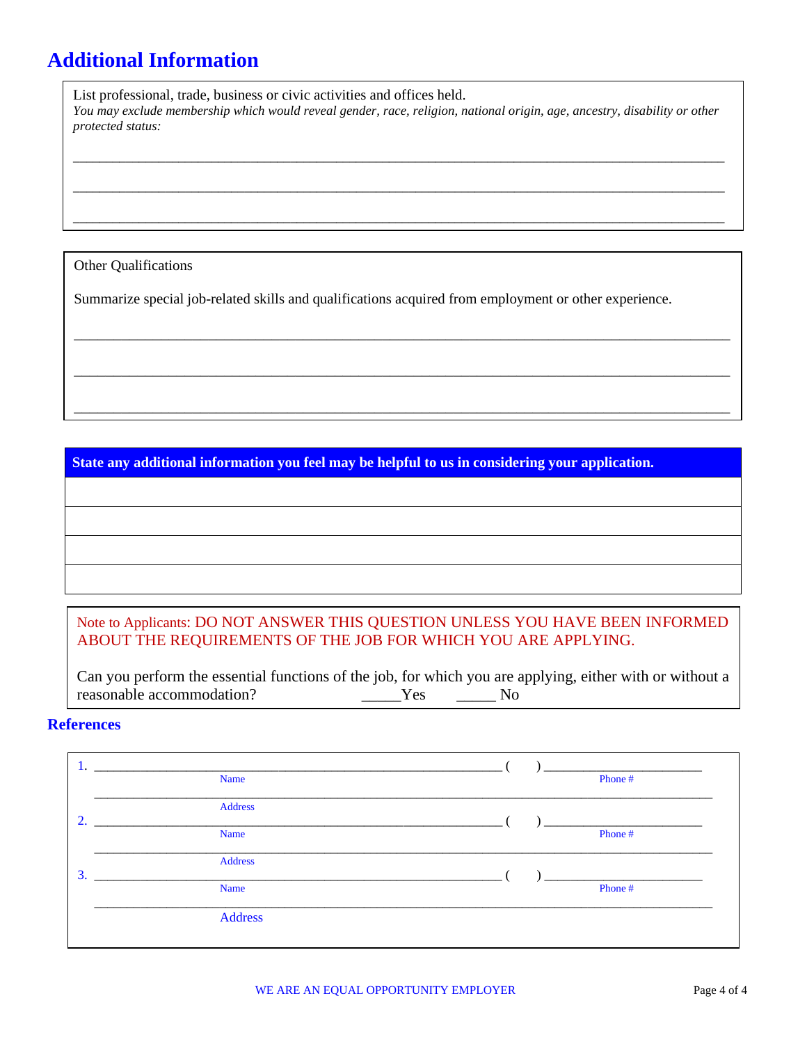## Additional Information

List professional, trade, business or civic activities and offices held.
*You may exclude membership which would reveal gender, race, religion, national origin, age, ancestry, disability or other protected status:*

\_\_\_\_\_\_\_\_\_\_\_\_\_\_\_\_\_\_\_\_\_\_\_\_\_\_\_\_\_\_\_\_\_\_\_\_\_\_\_\_\_\_\_\_\_\_\_\_\_\_\_\_\_\_\_\_\_\_\_\_\_\_\_\_\_\_\_\_\_\_\_\_\_\_\_\_\_\_

\_\_\_\_\_\_\_\_\_\_\_\_\_\_\_\_\_\_\_\_\_\_\_\_\_\_\_\_\_\_\_\_\_\_\_\_\_\_\_\_\_\_\_\_\_\_\_\_\_\_\_\_\_\_\_\_\_\_\_\_\_\_\_\_\_\_\_\_\_\_\_\_\_\_\_\_\_\_

\_\_\_\_\_\_\_\_\_\_\_\_\_\_\_\_\_\_\_\_\_\_\_\_\_\_\_\_\_\_\_\_\_\_\_\_\_\_\_\_\_\_\_\_\_\_\_\_\_\_\_\_\_\_\_\_\_\_\_\_\_\_\_\_\_\_\_\_\_\_\_\_\_\_\_\_\_\_

Other Qualifications

Summarize special job-related skills and qualifications acquired from employment or other experience.

\_\_\_\_\_\_\_\_\_\_\_\_\_\_\_\_\_\_\_\_\_\_\_\_\_\_\_\_\_\_\_\_\_\_\_\_\_\_\_\_\_\_\_\_\_\_\_\_\_\_\_\_\_\_\_\_\_\_\_\_\_\_\_\_\_\_\_\_\_\_\_\_\_\_\_\_\_\_

\_\_\_\_\_\_\_\_\_\_\_\_\_\_\_\_\_\_\_\_\_\_\_\_\_\_\_\_\_\_\_\_\_\_\_\_\_\_\_\_\_\_\_\_\_\_\_\_\_\_\_\_\_\_\_\_\_\_\_\_\_\_\_\_\_\_\_\_\_\_\_\_\_\_\_\_\_\_

\_\_\_\_\_\_\_\_\_\_\_\_\_\_\_\_\_\_\_\_\_\_\_\_\_\_\_\_\_\_\_\_\_\_\_\_\_\_\_\_\_\_\_\_\_\_\_\_\_\_\_\_\_\_\_\_\_\_\_\_\_\_\_\_\_\_\_\_\_\_\_\_\_\_\_\_\_\_

| **State any additional information you feel may be helpful to us in considering your application.** |
|---|
| |
| |
| |
| |

Note to Applicants: DO NOT ANSWER THIS QUESTION UNLESS YOU HAVE BEEN INFORMED ABOUT THE REQUIREMENTS OF THE JOB FOR WHICH YOU ARE APPLYING.

Can you perform the essential functions of the job, for which you are applying, either with or without a reasonable accommodation? \_\_\_\_\_Yes \_\_\_\_\_ No

## References

1. \_\_\_\_\_\_\_\_\_\_\_\_\_\_\_\_\_\_\_\_\_\_\_\_\_\_\_\_\_\_\_\_\_\_\_\_\_\_\_\_\_\_\_\_ ( ) \_\_\_\_\_\_\_\_\_\_\_\_\_\_\_\_\_\_\_\_
   Name Phone #
   \_\_\_\_\_\_\_\_\_\_\_\_\_\_\_\_\_\_\_\_\_\_\_\_\_\_\_\_\_\_\_\_\_\_\_\_\_\_\_\_\_\_\_\_\_\_\_\_\_\_\_\_\_\_\_\_\_\_\_\_\_\_\_\_\_\_\_\_
   Address
2. \_\_\_\_\_\_\_\_\_\_\_\_\_\_\_\_\_\_\_\_\_\_\_\_\_\_\_\_\_\_\_\_\_\_\_\_\_\_\_\_\_\_\_\_ ( ) \_\_\_\_\_\_\_\_\_\_\_\_\_\_\_\_\_\_\_\_
   Name Phone #
   \_\_\_\_\_\_\_\_\_\_\_\_\_\_\_\_\_\_\_\_\_\_\_\_\_\_\_\_\_\_\_\_\_\_\_\_\_\_\_\_\_\_\_\_\_\_\_\_\_\_\_\_\_\_\_\_\_\_\_\_\_\_\_\_\_\_\_\_
   Address
3. \_\_\_\_\_\_\_\_\_\_\_\_\_\_\_\_\_\_\_\_\_\_\_\_\_\_\_\_\_\_\_\_\_\_\_\_\_\_\_\_\_\_\_\_ ( ) \_\_\_\_\_\_\_\_\_\_\_\_\_\_\_\_\_\_\_\_
   Name Phone #
   \_\_\_\_\_\_\_\_\_\_\_\_\_\_\_\_\_\_\_\_\_\_\_\_\_\_\_\_\_\_\_\_\_\_\_\_\_\_\_\_\_\_\_\_\_\_\_\_\_\_\_\_\_\_\_\_\_\_\_\_\_\_\_\_\_\_\_\_
   Address

WE ARE AN EQUAL OPPORTUNITY EMPLOYER